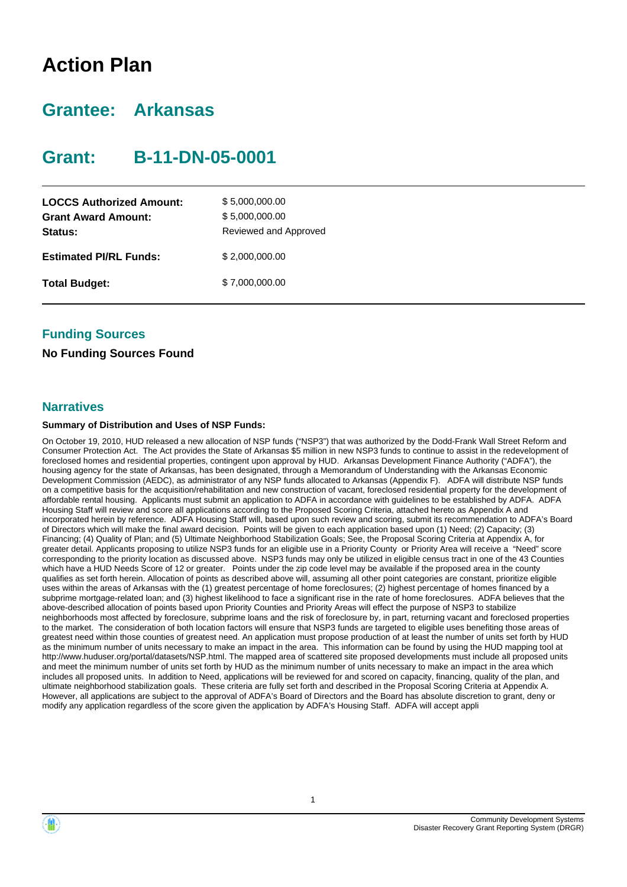# Action Plan

## Grantee: Arkansas

## Grant: B-11-DN-05-0001

| | |
|---|---|
| **LOCCS Authorized Amount:** | $ 5,000,000.00 |
| **Grant Award Amount:** | $ 5,000,000.00 |
| **Status:** | Reviewed and Approved |
| **Estimated PI/RL Funds:** | $ 2,000,000.00 |
| **Total Budget:** | $ 7,000,000.00 |

### Funding Sources

**No Funding Sources Found**

### Narratives

**Summary of Distribution and Uses of NSP Funds:**

On October 19, 2010, HUD released a new allocation of NSP funds ("NSP3") that was authorized by the Dodd-Frank Wall Street Reform and Consumer Protection Act. The Act provides the State of Arkansas $5 million in new NSP3 funds to continue to assist in the redevelopment of foreclosed homes and residential properties, contingent upon approval by HUD. Arkansas Development Finance Authority ("ADFA"), the housing agency for the state of Arkansas, has been designated, through a Memorandum of Understanding with the Arkansas Economic Development Commission (AEDC), as administrator of any NSP funds allocated to Arkansas (Appendix F). ADFA will distribute NSP funds on a competitive basis for the acquisition/rehabilitation and new construction of vacant, foreclosed residential property for the development of affordable rental housing. Applicants must submit an application to ADFA in accordance with guidelines to be established by ADFA. ADFA Housing Staff will review and score all applications according to the Proposed Scoring Criteria, attached hereto as Appendix A and incorporated herein by reference. ADFA Housing Staff will, based upon such review and scoring, submit its recommendation to ADFA's Board of Directors which will make the final award decision. Points will be given to each application based upon (1) Need; (2) Capacity; (3) Financing; (4) Quality of Plan; and (5) Ultimate Neighborhood Stabilization Goals; See, the Proposal Scoring Criteria at Appendix A, for greater detail. Applicants proposing to utilize NSP3 funds for an eligible use in a Priority County or Priority Area will receive a "Need" score corresponding to the priority location as discussed above. NSP3 funds may only be utilized in eligible census tract in one of the 43 Counties which have a HUD Needs Score of 12 or greater. Points under the zip code level may be available if the proposed area in the county qualifies as set forth herein. Allocation of points as described above will, assuming all other point categories are constant, prioritize eligible uses within the areas of Arkansas with the (1) greatest percentage of home foreclosures; (2) highest percentage of homes financed by a subprime mortgage-related loan; and (3) highest likelihood to face a significant rise in the rate of home foreclosures. ADFA believes that the above-described allocation of points based upon Priority Counties and Priority Areas will effect the purpose of NSP3 to stabilize neighborhoods most affected by foreclosure, subprime loans and the risk of foreclosure by, in part, returning vacant and foreclosed properties to the market. The consideration of both location factors will ensure that NSP3 funds are targeted to eligible uses benefiting those areas of greatest need within those counties of greatest need. An application must propose production of at least the number of units set forth by HUD as the minimum number of units necessary to make an impact in the area. This information can be found by using the HUD mapping tool at http://www.huduser.org/portal/datasets/NSP.html. The mapped area of scattered site proposed developments must include all proposed units and meet the minimum number of units set forth by HUD as the minimum number of units necessary to make an impact in the area which includes all proposed units. In addition to Need, applications will be reviewed for and scored on capacity, financing, quality of the plan, and ultimate neighborhood stabilization goals. These criteria are fully set forth and described in the Proposal Scoring Criteria at Appendix A. However, all applications are subject to the approval of ADFA's Board of Directors and the Board has absolute discretion to grant, deny or modify any application regardless of the score given the application by ADFA's Housing Staff. ADFA will accept appli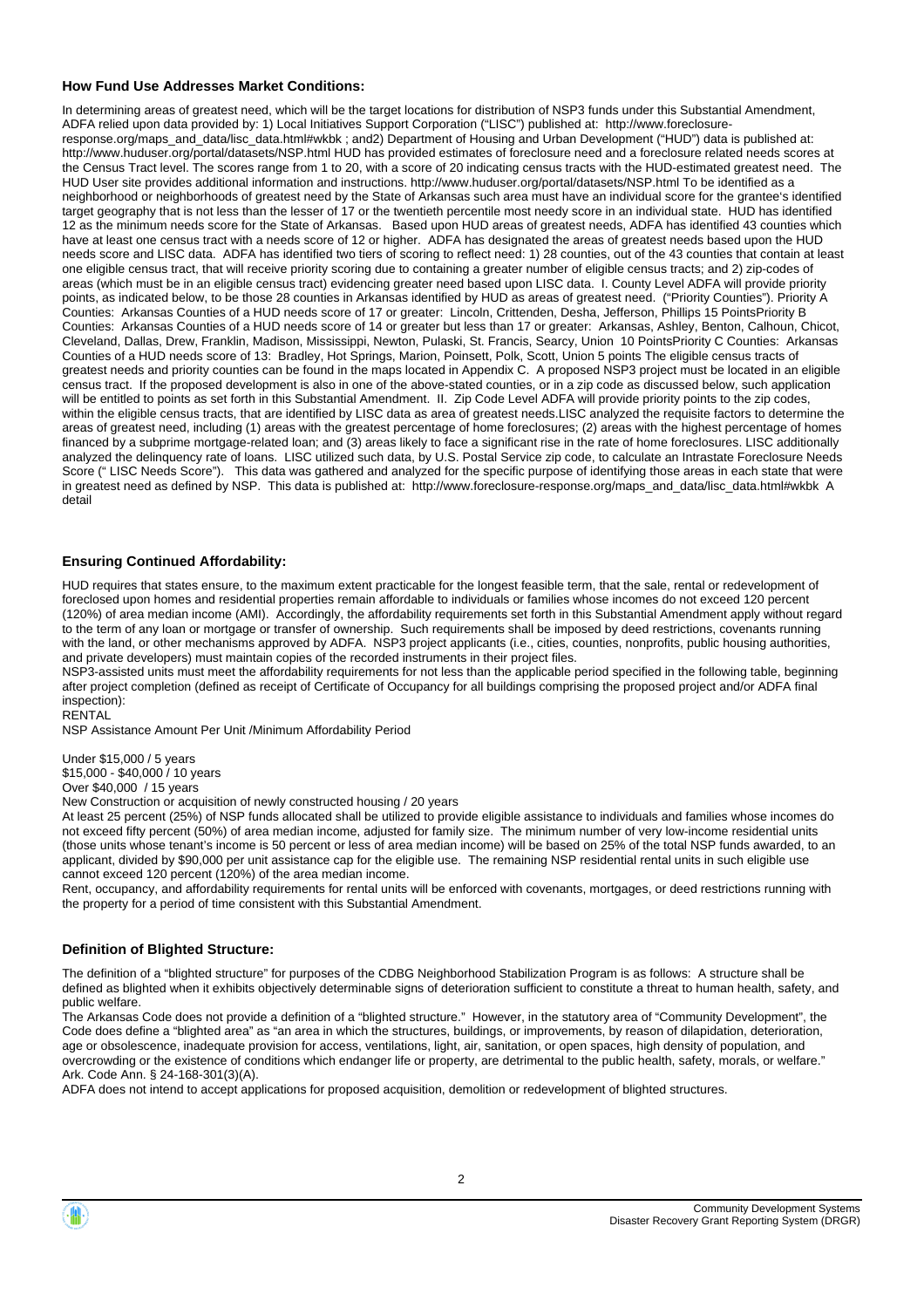### How Fund Use Addresses Market Conditions:

In determining areas of greatest need, which will be the target locations for distribution of NSP3 funds under this Substantial Amendment, ADFA relied upon data provided by: 1) Local Initiatives Support Corporation ("LISC") published at: http://www.foreclosure-response.org/maps_and_data/lisc_data.html#wkbk ; and2) Department of Housing and Urban Development ("HUD") data is published at: http://www.huduser.org/portal/datasets/NSP.html HUD has provided estimates of foreclosure need and a foreclosure related needs scores at the Census Tract level. The scores range from 1 to 20, with a score of 20 indicating census tracts with the HUD-estimated greatest need. The HUD User site provides additional information and instructions. http://www.huduser.org/portal/datasets/NSP.html To be identified as a neighborhood or neighborhoods of greatest need by the State of Arkansas such area must have an individual score for the grantee's identified target geography that is not less than the lesser of 17 or the twentieth percentile most needy score in an individual state. HUD has identified 12 as the minimum needs score for the State of Arkansas. Based upon HUD areas of greatest needs, ADFA has identified 43 counties which have at least one census tract with a needs score of 12 or higher. ADFA has designated the areas of greatest needs based upon the HUD needs score and LISC data. ADFA has identified two tiers of scoring to reflect need: 1) 28 counties, out of the 43 counties that contain at least one eligible census tract, that will receive priority scoring due to containing a greater number of eligible census tracts; and 2) zip-codes of areas (which must be in an eligible census tract) evidencing greater need based upon LISC data. I. County Level ADFA will provide priority points, as indicated below, to be those 28 counties in Arkansas identified by HUD as areas of greatest need. ("Priority Counties"). Priority A Counties: Arkansas Counties of a HUD needs score of 17 or greater: Lincoln, Crittenden, Desha, Jefferson, Phillips 15 PointsPriority B Counties: Arkansas Counties of a HUD needs score of 14 or greater but less than 17 or greater: Arkansas, Ashley, Benton, Calhoun, Chicot, Cleveland, Dallas, Drew, Franklin, Madison, Mississippi, Newton, Pulaski, St. Francis, Searcy, Union 10 PointsPriority C Counties: Arkansas Counties of a HUD needs score of 13: Bradley, Hot Springs, Marion, Poinsett, Polk, Scott, Union 5 points The eligible census tracts of greatest needs and priority counties can be found in the maps located in Appendix C. A proposed NSP3 project must be located in an eligible census tract. If the proposed development is also in one of the above-stated counties, or in a zip code as discussed below, such application will be entitled to points as set forth in this Substantial Amendment. II. Zip Code Level ADFA will provide priority points to the zip codes, within the eligible census tracts, that are identified by LISC data as area of greatest needs.LISC analyzed the requisite factors to determine the areas of greatest need, including (1) areas with the greatest percentage of home foreclosures; (2) areas with the highest percentage of homes financed by a subprime mortgage-related loan; and (3) areas likely to face a significant rise in the rate of home foreclosures. LISC additionally analyzed the delinquency rate of loans. LISC utilized such data, by U.S. Postal Service zip code, to calculate an Intrastate Foreclosure Needs Score (" LISC Needs Score"). This data was gathered and analyzed for the specific purpose of identifying those areas in each state that were in greatest need as defined by NSP. This data is published at: http://www.foreclosure-response.org/maps_and_data/lisc_data.html#wkbk A detail

### Ensuring Continued Affordability:

HUD requires that states ensure, to the maximum extent practicable for the longest feasible term, that the sale, rental or redevelopment of foreclosed upon homes and residential properties remain affordable to individuals or families whose incomes do not exceed 120 percent (120%) of area median income (AMI). Accordingly, the affordability requirements set forth in this Substantial Amendment apply without regard to the term of any loan or mortgage or transfer of ownership. Such requirements shall be imposed by deed restrictions, covenants running with the land, or other mechanisms approved by ADFA. NSP3 project applicants (i.e., cities, counties, nonprofits, public housing authorities, and private developers) must maintain copies of the recorded instruments in their project files.

NSP3-assisted units must meet the affordability requirements for not less than the applicable period specified in the following table, beginning after project completion (defined as receipt of Certificate of Occupancy for all buildings comprising the proposed project and/or ADFA final inspection):

RENTAL

NSP Assistance Amount Per Unit /Minimum Affordability Period

Under $15,000 / 5 years
$15,000 - $40,000 / 10 years
Over $40,000 / 15 years
New Construction or acquisition of newly constructed housing / 20 years

At least 25 percent (25%) of NSP funds allocated shall be utilized to provide eligible assistance to individuals and families whose incomes do not exceed fifty percent (50%) of area median income, adjusted for family size. The minimum number of very low-income residential units (those units whose tenant's income is 50 percent or less of area median income) will be based on 25% of the total NSP funds awarded, to an applicant, divided by $90,000 per unit assistance cap for the eligible use. The remaining NSP residential rental units in such eligible use cannot exceed 120 percent (120%) of the area median income.

Rent, occupancy, and affordability requirements for rental units will be enforced with covenants, mortgages, or deed restrictions running with the property for a period of time consistent with this Substantial Amendment.

### Definition of Blighted Structure:

The definition of a "blighted structure" for purposes of the CDBG Neighborhood Stabilization Program is as follows: A structure shall be defined as blighted when it exhibits objectively determinable signs of deterioration sufficient to constitute a threat to human health, safety, and public welfare.

The Arkansas Code does not provide a definition of a "blighted structure." However, in the statutory area of "Community Development", the Code does define a "blighted area" as "an area in which the structures, buildings, or improvements, by reason of dilapidation, deterioration, age or obsolescence, inadequate provision for access, ventilations, light, air, sanitation, or open spaces, high density of population, and overcrowding or the existence of conditions which endanger life or property, are detrimental to the public health, safety, morals, or welfare." Ark. Code Ann. § 24-168-301(3)(A).

ADFA does not intend to accept applications for proposed acquisition, demolition or redevelopment of blighted structures.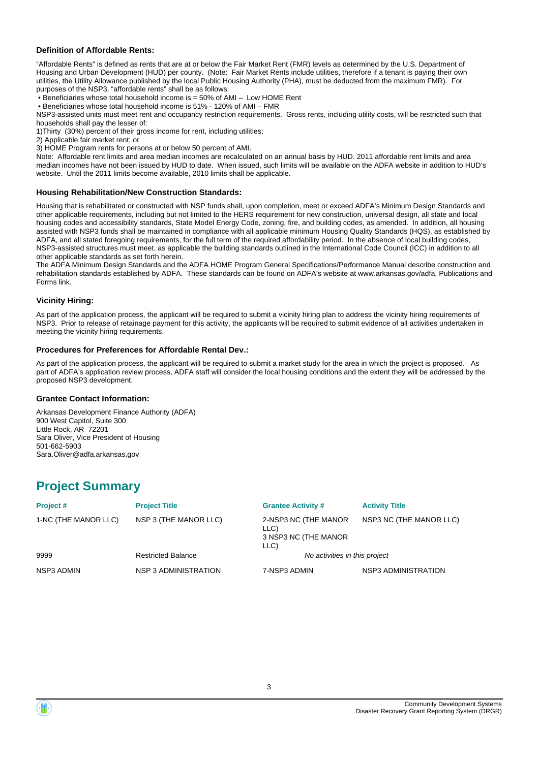### Definition of Affordable Rents:

"Affordable Rents" is defined as rents that are at or below the Fair Market Rent (FMR) levels as determined by the U.S. Department of Housing and Urban Development (HUD) per county. (Note: Fair Market Rents include utilities, therefore if a tenant is paying their own utilities, the Utility Allowance published by the local Public Housing Authority (PHA), must be deducted from the maximum FMR). For purposes of the NSP3, "affordable rents" shall be as follows:

• Beneficiaries whose total household income is = 50% of AMI – Low HOME Rent
• Beneficiaries whose total household income is 51% - 120% of AMI – FMR

NSP3-assisted units must meet rent and occupancy restriction requirements. Gross rents, including utility costs, will be restricted such that households shall pay the lesser of:

1)Thirty (30%) percent of their gross income for rent, including utilities;
2) Applicable fair market rent; or
3) HOME Program rents for persons at or below 50 percent of AMI.

Note: Affordable rent limits and area median incomes are recalculated on an annual basis by HUD. 2011 affordable rent limits and area median incomes have not been issued by HUD to date. When issued, such limits will be available on the ADFA website in addition to HUD's website. Until the 2011 limits become available, 2010 limits shall be applicable.

### Housing Rehabilitation/New Construction Standards:

Housing that is rehabilitated or constructed with NSP funds shall, upon completion, meet or exceed ADFA's Minimum Design Standards and other applicable requirements, including but not limited to the HERS requirement for new construction, universal design, all state and local housing codes and accessibility standards, State Model Energy Code, zoning, fire, and building codes, as amended. In addition, all housing assisted with NSP3 funds shall be maintained in compliance with all applicable minimum Housing Quality Standards (HQS), as established by ADFA, and all stated foregoing requirements, for the full term of the required affordability period. In the absence of local building codes, NSP3-assisted structures must meet, as applicable the building standards outlined in the International Code Council (ICC) in addition to all other applicable standards as set forth herein.

The ADFA Minimum Design Standards and the ADFA HOME Program General Specifications/Performance Manual describe construction and rehabilitation standards established by ADFA. These standards can be found on ADFA's website at www.arkansas.gov/adfa, Publications and Forms link.

### Vicinity Hiring:

As part of the application process, the applicant will be required to submit a vicinity hiring plan to address the vicinity hiring requirements of NSP3. Prior to release of retainage payment for this activity, the applicants will be required to submit evidence of all activities undertaken in meeting the vicinity hiring requirements.

### Procedures for Preferences for Affordable Rental Dev.:

As part of the application process, the applicant will be required to submit a market study for the area in which the project is proposed. As part of ADFA's application review process, ADFA staff will consider the local housing conditions and the extent they will be addressed by the proposed NSP3 development.

### Grantee Contact Information:

Arkansas Development Finance Authority (ADFA)
900 West Capitol, Suite 300
Little Rock, AR 72201
Sara Oliver, Vice President of Housing
501-662-5903
Sara.Oliver@adfa.arkansas.gov

## Project Summary

| Project # | Project Title | Grantee Activity # | Activity Title |
|---|---|---|---|
| 1-NC (THE MANOR LLC) | NSP 3 (THE MANOR LLC) | 2-NSP3 NC (THE MANOR LLC)<br>3 NSP3 NC (THE MANOR LLC) | NSP3 NC (THE MANOR LLC) |
| 9999 | Restricted Balance | *No activities in this project* | |
| NSP3 ADMIN | NSP 3 ADMINISTRATION | 7-NSP3 ADMIN | NSP3 ADMINISTRATION |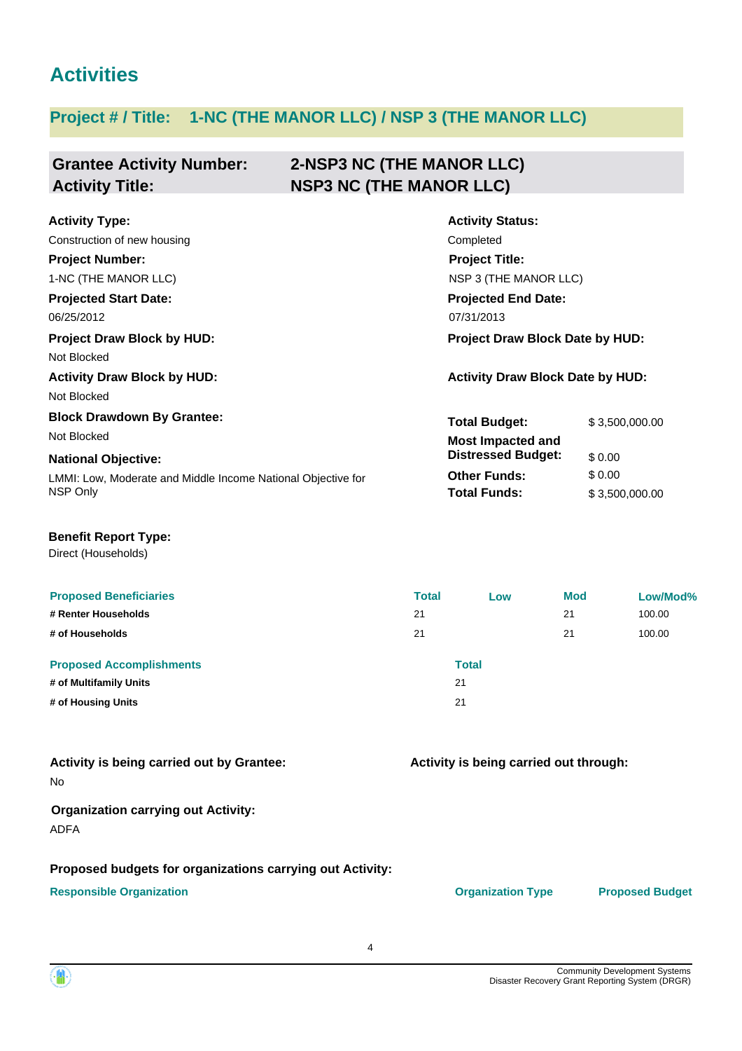# Activities

## Project # / Title: 1-NC (THE MANOR LLC) / NSP 3 (THE MANOR LLC)

### Grantee Activity Number: 2-NSP3 NC (THE MANOR LLC)
### Activity Title: NSP3 NC (THE MANOR LLC)

**Activity Type:**
Construction of new housing

**Activity Status:**
Completed

**Project Number:**
1-NC (THE MANOR LLC)

**Project Title:**
NSP 3 (THE MANOR LLC)

**Projected Start Date:**
06/25/2012

**Projected End Date:**
07/31/2013

**Project Draw Block by HUD:**
Not Blocked

**Project Draw Block Date by HUD:**

**Activity Draw Block by HUD:**
Not Blocked

**Activity Draw Block Date by HUD:**

**Block Drawdown By Grantee:**
Not Blocked

**National Objective:**
LMMI: Low, Moderate and Middle Income National Objective for NSP Only

| | |
|---|---|
| **Total Budget:** | $ 3,500,000.00 |
| **Most Impacted and Distressed Budget:** | $ 0.00 |
| **Other Funds:** | $ 0.00 |
| **Total Funds:** | $ 3,500,000.00 |

**Benefit Report Type:**
Direct (Households)

| Proposed Beneficiaries | Total | Low | Mod | Low/Mod% |
|---|---|---|---|---|
| # Renter Households | 21 | | 21 | 100.00 |
| # of Households | 21 | | 21 | 100.00 |

| Proposed Accomplishments | Total |
|---|---|
| # of Multifamily Units | 21 |
| # of Housing Units | 21 |

**Activity is being carried out by Grantee:**
No

**Activity is being carried out through:**

**Organization carrying out Activity:**
ADFA

**Proposed budgets for organizations carrying out Activity:**

| Responsible Organization | Organization Type | Proposed Budget |
|---|---|---|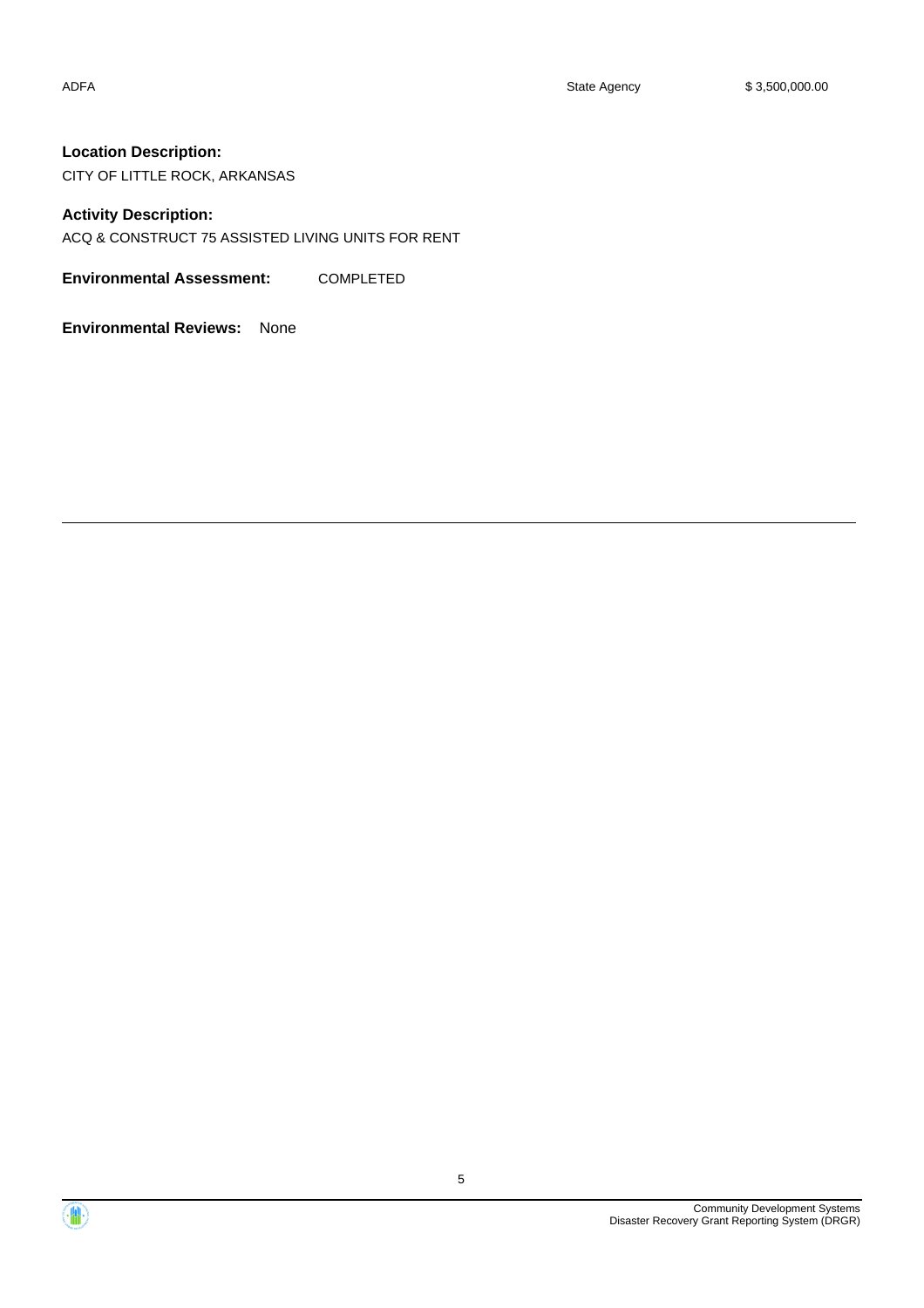| ADFA | State Agency | $ 3,500,000.00 |
| --- | --- | --- |

**Location Description:**

CITY OF LITTLE ROCK, ARKANSAS

**Activity Description:**

ACQ & CONSTRUCT 75 ASSISTED LIVING UNITS FOR RENT

**Environmental Assessment:** COMPLETED

**Environmental Reviews:** None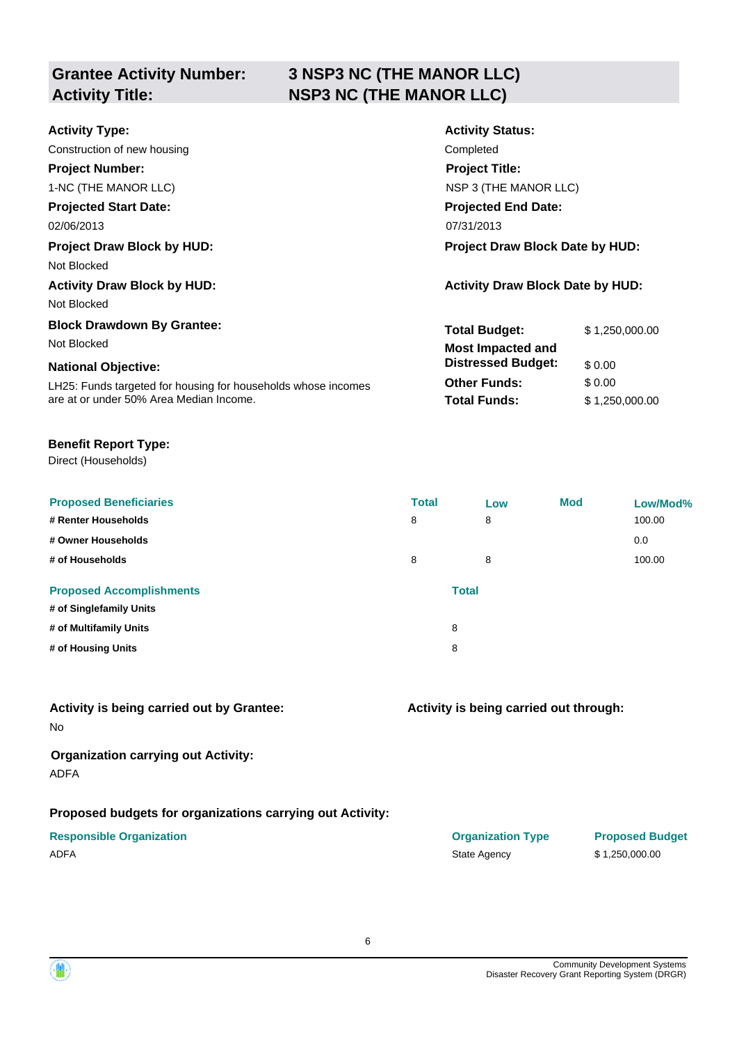| **Grantee Activity Number:** | **3 NSP3 NC (THE MANOR LLC)** |
|---|---|
| **Activity Title:** | **NSP3 NC (THE MANOR LLC)** |

**Activity Type:**
Construction of new housing

**Activity Status:**
Completed

**Project Number:**
1-NC (THE MANOR LLC)

**Project Title:**
NSP 3 (THE MANOR LLC)

**Projected Start Date:**
02/06/2013

**Projected End Date:**
07/31/2013

**Project Draw Block by HUD:**
Not Blocked

**Project Draw Block Date by HUD:**

**Activity Draw Block by HUD:**
Not Blocked

**Activity Draw Block Date by HUD:**

**Block Drawdown By Grantee:**
Not Blocked

**National Objective:**
LH25: Funds targeted for housing for households whose incomes are at or under 50% Area Median Income.

| | |
|---|---|
| **Total Budget:** | $ 1,250,000.00 |
| **Most Impacted and Distressed Budget:** | $ 0.00 |
| **Other Funds:** | $ 0.00 |
| **Total Funds:** | $ 1,250,000.00 |

**Benefit Report Type:**
Direct (Households)

| Proposed Beneficiaries | Total | Low | Mod | Low/Mod% |
|---|---|---|---|---|
| **# Renter Households** | 8 | 8 | | 100.00 |
| **# Owner Households** | | | | 0.0 |
| **# of Households** | 8 | 8 | | 100.00 |

| Proposed Accomplishments | Total |
|---|---|
| **# of Singlefamily Units** | |
| **# of Multifamily Units** | 8 |
| **# of Housing Units** | 8 |

**Activity is being carried out by Grantee:**
No

**Activity is being carried out through:**

**Organization carrying out Activity:**
ADFA

**Proposed budgets for organizations carrying out Activity:**

| Responsible Organization | Organization Type | Proposed Budget |
|---|---|---|
| ADFA | State Agency | $ 1,250,000.00 |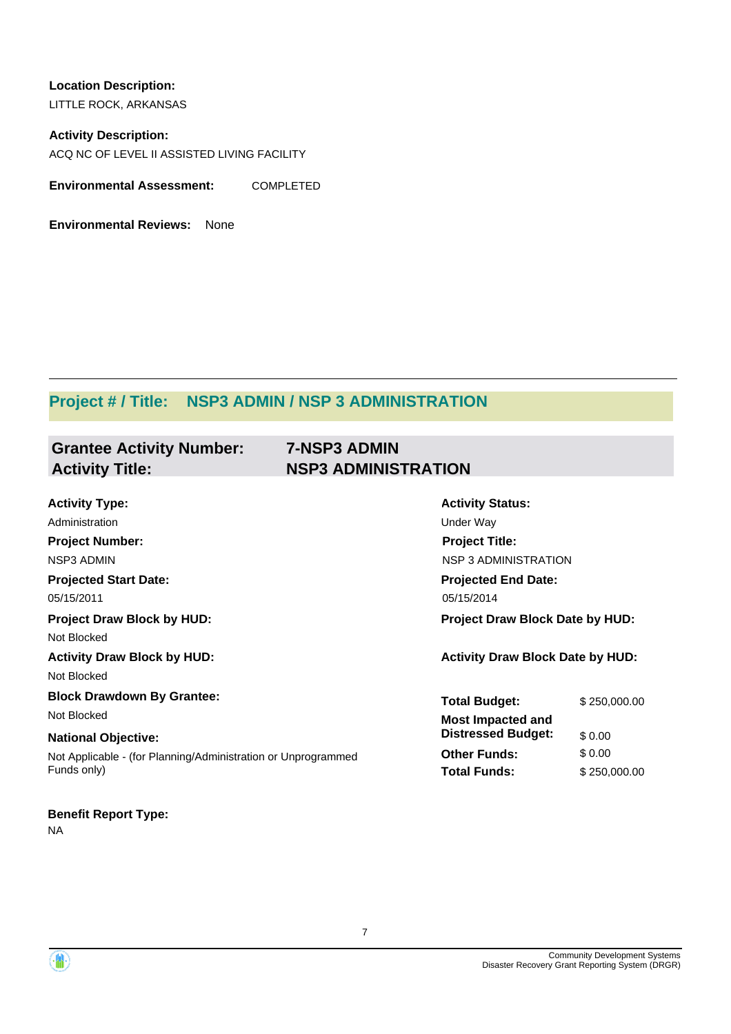**Location Description:**

LITTLE ROCK, ARKANSAS

**Activity Description:**

ACQ NC OF LEVEL II ASSISTED LIVING FACILITY

**Environmental Assessment:** COMPLETED

**Environmental Reviews:** None

---

## Project # / Title: NSP3 ADMIN / NSP 3 ADMINISTRATION

### Grantee Activity Number: 7-NSP3 ADMIN
### Activity Title: NSP3 ADMINISTRATION

**Activity Type:**

Administration

**Activity Status:**

Under Way

**Project Number:**

NSP3 ADMIN

**Project Title:**

NSP 3 ADMINISTRATION

**Projected Start Date:**

05/15/2011

**Projected End Date:**

05/15/2014

**Project Draw Block by HUD:**

Not Blocked

**Project Draw Block Date by HUD:**

**Activity Draw Block by HUD:**

Not Blocked

**Activity Draw Block Date by HUD:**

**Block Drawdown By Grantee:**

Not Blocked

**National Objective:**

Not Applicable - (for Planning/Administration or Unprogrammed Funds only)

| | |
|---|---|
| **Total Budget:** | $ 250,000.00 |
| **Most Impacted and Distressed Budget:** | $ 0.00 |
| **Other Funds:** | $ 0.00 |
| **Total Funds:** | $ 250,000.00 |

**Benefit Report Type:**

NA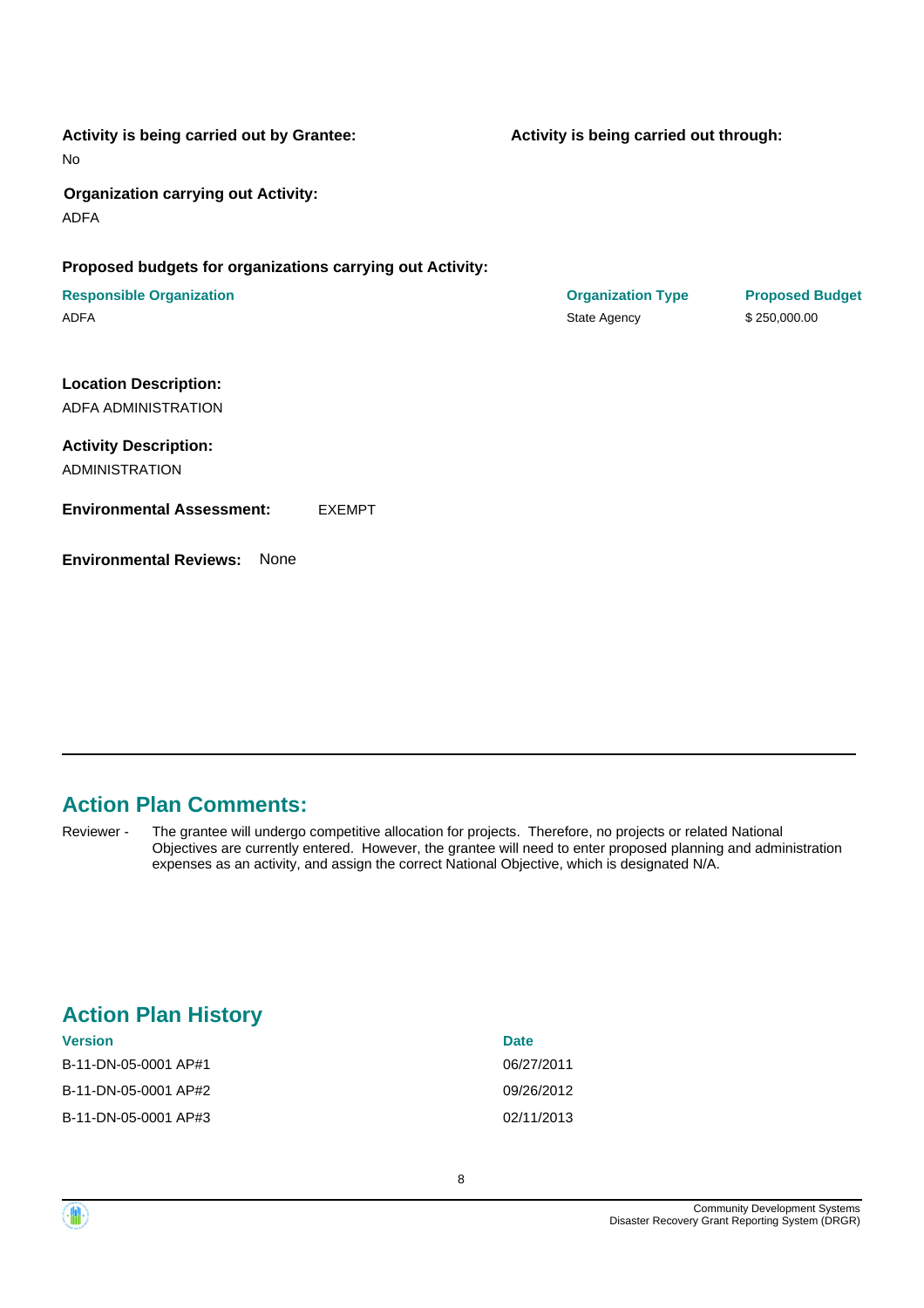**Activity is being carried out by Grantee:**

No

**Activity is being carried out through:**

**Organization carrying out Activity:**

ADFA

**Proposed budgets for organizations carrying out Activity:**

| Responsible Organization | Organization Type | Proposed Budget |
| --- | --- | --- |
| ADFA | State Agency | $ 250,000.00 |

**Location Description:**

ADFA ADMINISTRATION

**Activity Description:**

ADMINISTRATION

**Environmental Assessment:** EXEMPT

**Environmental Reviews:** None

## Action Plan Comments:

Reviewer - The grantee will undergo competitive allocation for projects. Therefore, no projects or related National Objectives are currently entered. However, the grantee will need to enter proposed planning and administration expenses as an activity, and assign the correct National Objective, which is designated N/A.

## Action Plan History

| Version | Date |
| --- | --- |
| B-11-DN-05-0001 AP#1 | 06/27/2011 |
| B-11-DN-05-0001 AP#2 | 09/26/2012 |
| B-11-DN-05-0001 AP#3 | 02/11/2013 |